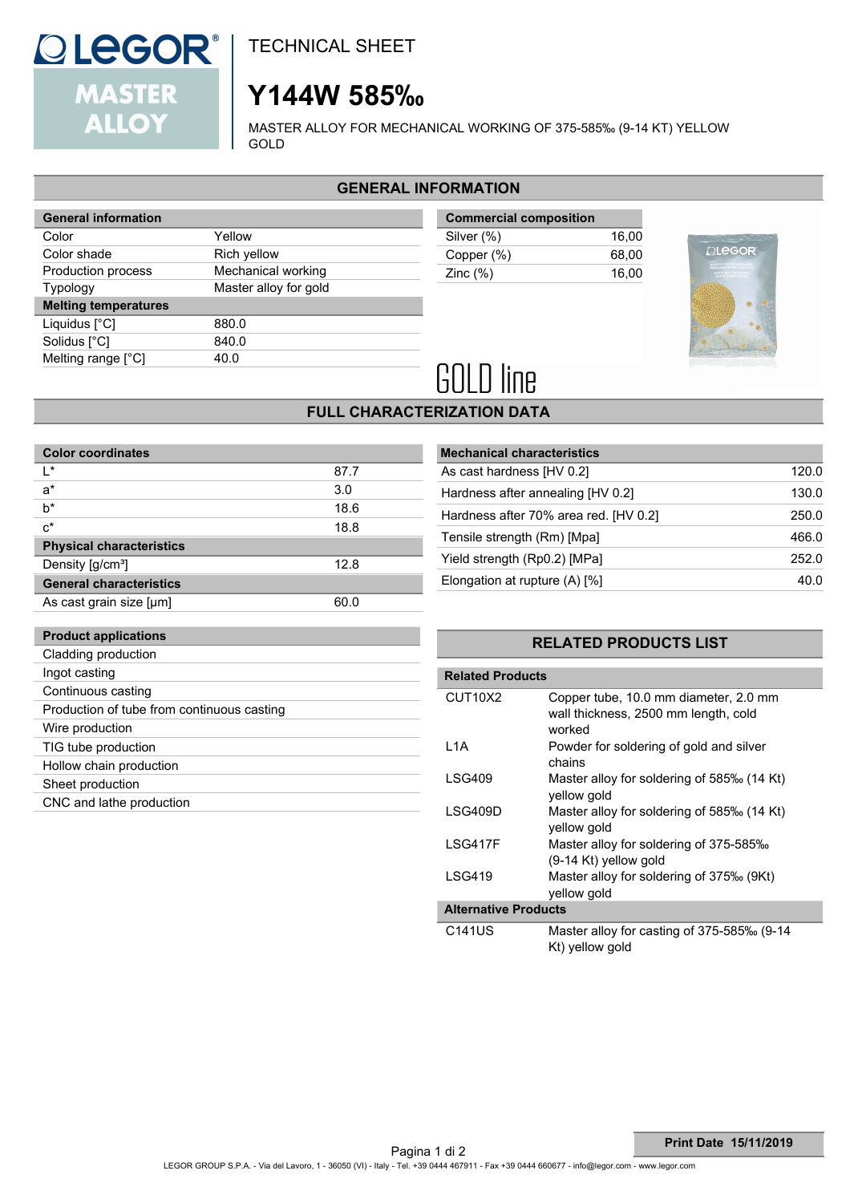LEGOR® MASTER ALLOY

TECHNICAL SHEET

# Y144W 585‰

MASTER ALLOY FOR MECHANICAL WORKING OF 375-585‰ (9-14 KT) YELLOW GOLD

## GENERAL INFORMATION

| General information | |
|---|---|
| Color | Yellow |
| Color shade | Rich yellow |
| Production process | Mechanical working |
| Typology | Master alloy for gold |
| **Melting temperatures** | |
| Liquidus [°C] | 880.0 |
| Solidus [°C] | 840.0 |
| Melting range [°C] | 40.0 |

| Commercial composition | |
|---|---|
| Silver (%) | 16,00 |
| Copper (%) | 68,00 |
| Zinc (%) | 16,00 |

GOLD line

## FULL CHARACTERIZATION DATA

| Color coordinates | |
|---|---|
| L* | 87.7 |
| a* | 3.0 |
| b* | 18.6 |
| c* | 18.8 |
| **Physical characteristics** | |
| Density [g/cm³] | 12.8 |
| **General characteristics** | |
| As cast grain size [µm] | 60.0 |

| Mechanical characteristics | |
|---|---|
| As cast hardness [HV 0.2] | 120.0 |
| Hardness after annealing [HV 0.2] | 130.0 |
| Hardness after 70% area red. [HV 0.2] | 250.0 |
| Tensile strength (Rm) [Mpa] | 466.0 |
| Yield strength (Rp0.2) [MPa] | 252.0 |
| Elongation at rupture (A) [%] | 40.0 |

| Product applications |
|---|
| Cladding production |
| Ingot casting |
| Continuous casting |
| Production of tube from continuous casting |
| Wire production |
| TIG tube production |
| Hollow chain production |
| Sheet production |
| CNC and lathe production |

## RELATED PRODUCTS LIST

| Related Products | |
|---|---|
| CUT10X2 | Copper tube, 10.0 mm diameter, 2.0 mm wall thickness, 2500 mm length, cold worked |
| L1A | Powder for soldering of gold and silver chains |
| LSG409 | Master alloy for soldering of 585‰ (14 Kt) yellow gold |
| LSG409D | Master alloy for soldering of 585‰ (14 Kt) yellow gold |
| LSG417F | Master alloy for soldering of 375-585‰ (9-14 Kt) yellow gold |
| LSG419 | Master alloy for soldering of 375‰ (9Kt) yellow gold |
| **Alternative Products** | |
| C141US | Master alloy for casting of 375-585‰ (9-14 Kt) yellow gold |

**Print Date 15/11/2019**

LEGOR GROUP S.P.A. - Via del Lavoro, 1 - 36050 (VI) - Italy - Tel. +39 0444 467911 - Fax +39 0444 660677 - info@legor.com - www.legor.com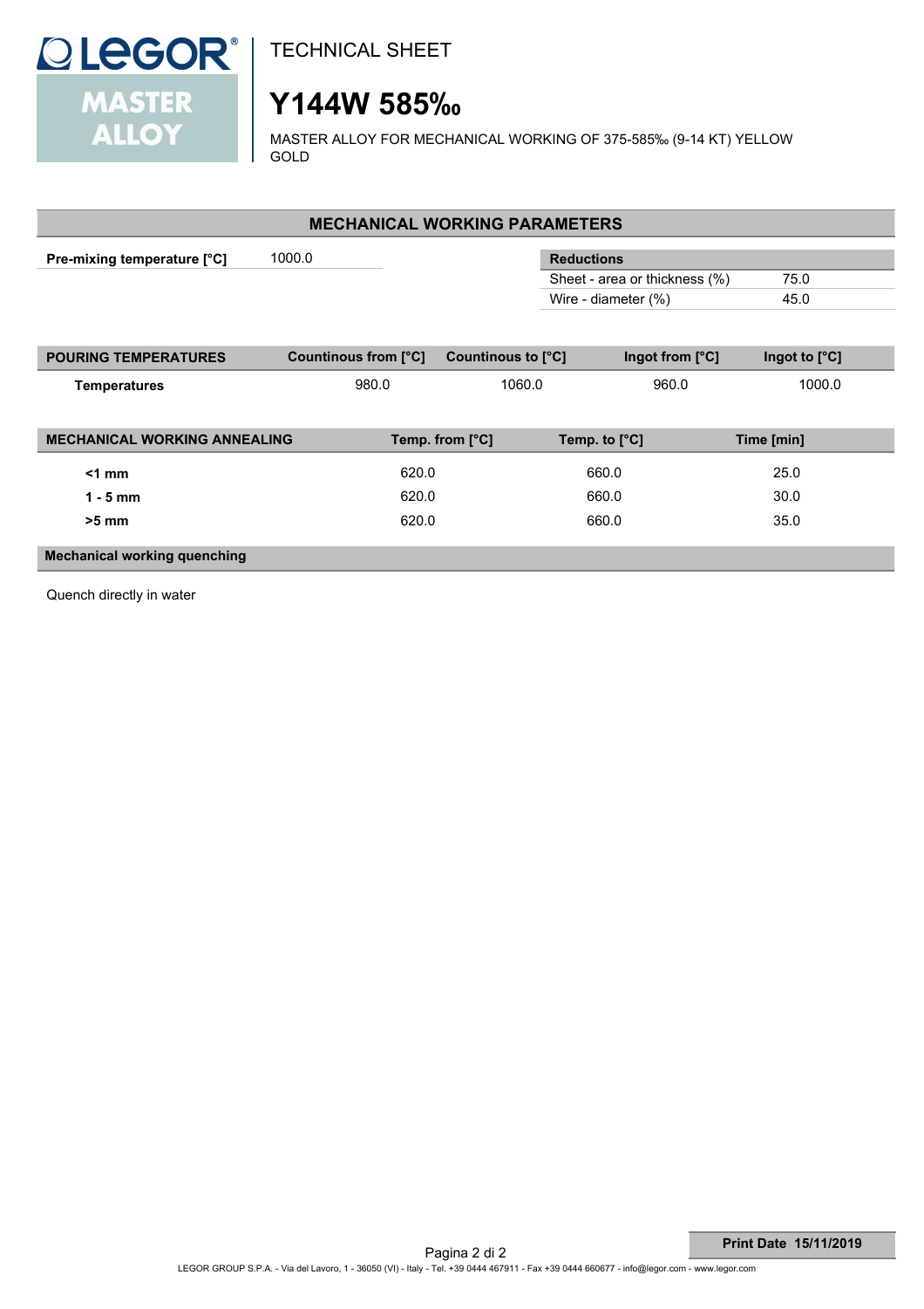LEGOR® MASTER ALLOY

TECHNICAL SHEET

# Y144W 585‰

MASTER ALLOY FOR MECHANICAL WORKING OF 375-585‰ (9-14 KT) YELLOW GOLD

## MECHANICAL WORKING PARAMETERS

| | |
|---|---|
| **Pre-mixing temperature [°C]** | 1000.0 |

| **Reductions** | |
|---|---|
| Sheet - area or thickness (%) | 75.0 |
| Wire - diameter (%) | 45.0 |

| **POURING TEMPERATURES** | **Countinous from [°C]** | **Countinous to [°C]** | **Ingot from [°C]** | **Ingot to [°C]** |
|---|---|---|---|---|
| **Temperatures** | 980.0 | 1060.0 | 960.0 | 1000.0 |

| **MECHANICAL WORKING ANNEALING** | **Temp. from [°C]** | **Temp. to [°C]** | **Time [min]** |
|---|---|---|---|
| **<1 mm** | 620.0 | 660.0 | 25.0 |
| **1 - 5 mm** | 620.0 | 660.0 | 30.0 |
| **>5 mm** | 620.0 | 660.0 | 35.0 |

**Mechanical working quenching**

Quench directly in water

**Print Date 15/11/2019**

LEGOR GROUP S.P.A. - Via del Lavoro, 1 - 36050 (VI) - Italy - Tel. +39 0444 467911 - Fax +39 0444 660677 - info@legor.com - www.legor.com